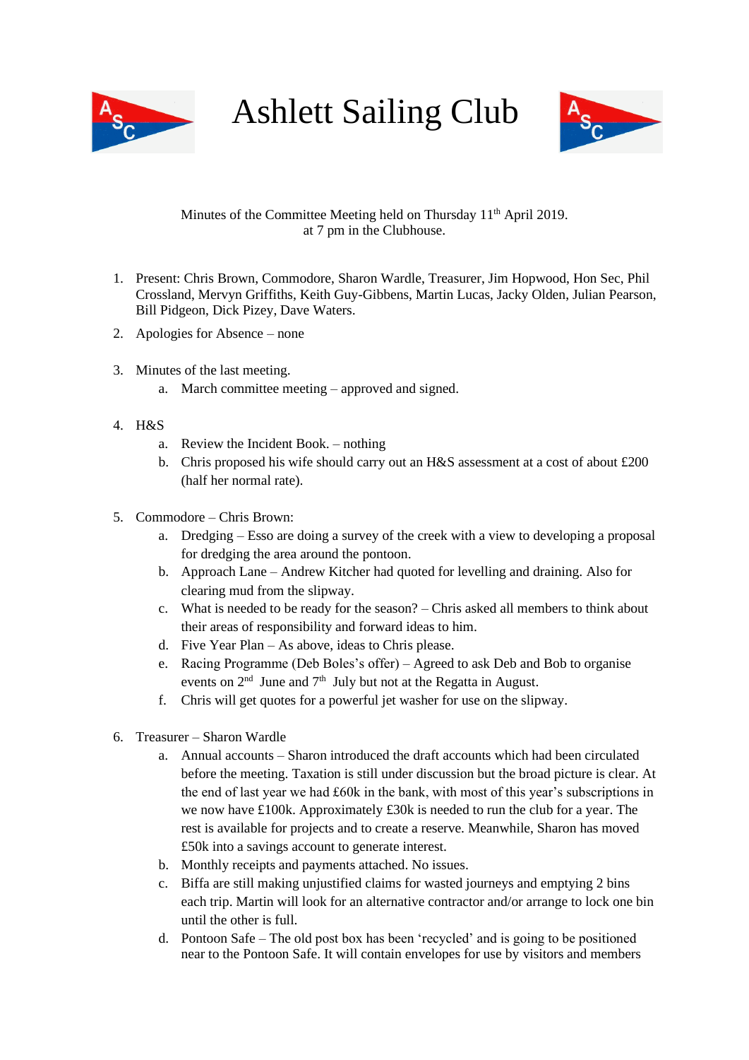# Ashlett Sailing Club

Minutes of the Committee Meeting held on Thursday 11th April 2019.
at 7 pm in the Clubhouse.

1. Present: Chris Brown, Commodore, Sharon Wardle, Treasurer, Jim Hopwood, Hon Sec, Phil Crossland, Mervyn Griffiths, Keith Guy-Gibbens, Martin Lucas, Jacky Olden, Julian Pearson, Bill Pidgeon, Dick Pizey, Dave Waters.

2. Apologies for Absence – none

3. Minutes of the last meeting.
   a. March committee meeting – approved and signed.

4. H&S
   a. Review the Incident Book. – nothing
   b. Chris proposed his wife should carry out an H&S assessment at a cost of about £200 (half her normal rate).

5. Commodore – Chris Brown:
   a. Dredging – Esso are doing a survey of the creek with a view to developing a proposal for dredging the area around the pontoon.
   b. Approach Lane – Andrew Kitcher had quoted for levelling and draining. Also for clearing mud from the slipway.
   c. What is needed to be ready for the season? – Chris asked all members to think about their areas of responsibility and forward ideas to him.
   d. Five Year Plan – As above, ideas to Chris please.
   e. Racing Programme (Deb Boles's offer) – Agreed to ask Deb and Bob to organise events on 2nd June and 7th July but not at the Regatta in August.
   f. Chris will get quotes for a powerful jet washer for use on the slipway.

6. Treasurer – Sharon Wardle
   a. Annual accounts – Sharon introduced the draft accounts which had been circulated before the meeting. Taxation is still under discussion but the broad picture is clear. At the end of last year we had £60k in the bank, with most of this year's subscriptions in we now have £100k. Approximately £30k is needed to run the club for a year. The rest is available for projects and to create a reserve. Meanwhile, Sharon has moved £50k into a savings account to generate interest.
   b. Monthly receipts and payments attached. No issues.
   c. Biffa are still making unjustified claims for wasted journeys and emptying 2 bins each trip. Martin will look for an alternative contractor and/or arrange to lock one bin until the other is full.
   d. Pontoon Safe – The old post box has been 'recycled' and is going to be positioned near to the Pontoon Safe. It will contain envelopes for use by visitors and members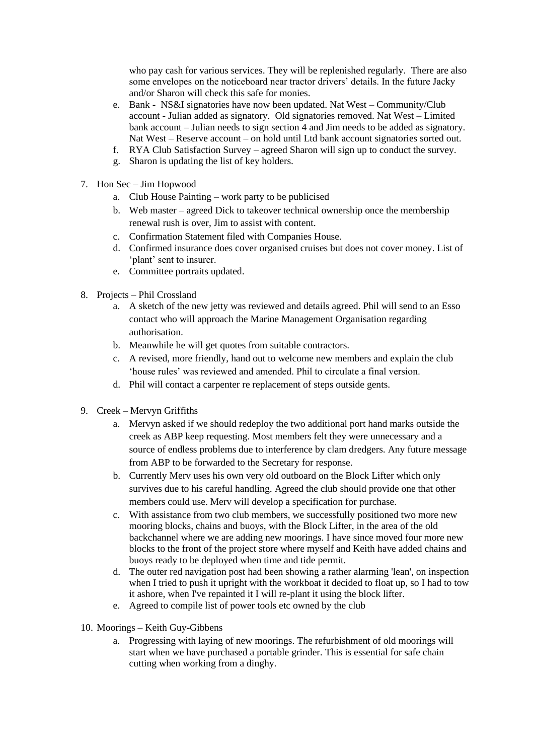who pay cash for various services. They will be replenished regularly. There are also some envelopes on the noticeboard near tractor drivers' details. In the future Jacky and/or Sharon will check this safe for monies.

   e. Bank - NS&I signatories have now been updated. Nat West – Community/Club account - Julian added as signatory. Old signatories removed. Nat West – Limited bank account – Julian needs to sign section 4 and Jim needs to be added as signatory. Nat West – Reserve account – on hold until Ltd bank account signatories sorted out.
   f. RYA Club Satisfaction Survey – agreed Sharon will sign up to conduct the survey.
   g. Sharon is updating the list of key holders.

7. Hon Sec – Jim Hopwood
   a. Club House Painting – work party to be publicised
   b. Web master – agreed Dick to takeover technical ownership once the membership renewal rush is over, Jim to assist with content.
   c. Confirmation Statement filed with Companies House.
   d. Confirmed insurance does cover organised cruises but does not cover money. List of 'plant' sent to insurer.
   e. Committee portraits updated.

8. Projects – Phil Crossland
   a. A sketch of the new jetty was reviewed and details agreed. Phil will send to an Esso contact who will approach the Marine Management Organisation regarding authorisation.
   b. Meanwhile he will get quotes from suitable contractors.
   c. A revised, more friendly, hand out to welcome new members and explain the club 'house rules' was reviewed and amended. Phil to circulate a final version.
   d. Phil will contact a carpenter re replacement of steps outside gents.

9. Creek – Mervyn Griffiths
   a. Mervyn asked if we should redeploy the two additional port hand marks outside the creek as ABP keep requesting. Most members felt they were unnecessary and a source of endless problems due to interference by clam dredgers. Any future message from ABP to be forwarded to the Secretary for response.
   b. Currently Merv uses his own very old outboard on the Block Lifter which only survives due to his careful handling. Agreed the club should provide one that other members could use. Merv will develop a specification for purchase.
   c. With assistance from two club members, we successfully positioned two more new mooring blocks, chains and buoys, with the Block Lifter, in the area of the old backchannel where we are adding new moorings. I have since moved four more new blocks to the front of the project store where myself and Keith have added chains and buoys ready to be deployed when time and tide permit.
   d. The outer red navigation post had been showing a rather alarming 'lean', on inspection when I tried to push it upright with the workboat it decided to float up, so I had to tow it ashore, when I've repainted it I will re-plant it using the block lifter.
   e. Agreed to compile list of power tools etc owned by the club

10. Moorings – Keith Guy-Gibbens
    a. Progressing with laying of new moorings. The refurbishment of old moorings will start when we have purchased a portable grinder. This is essential for safe chain cutting when working from a dinghy.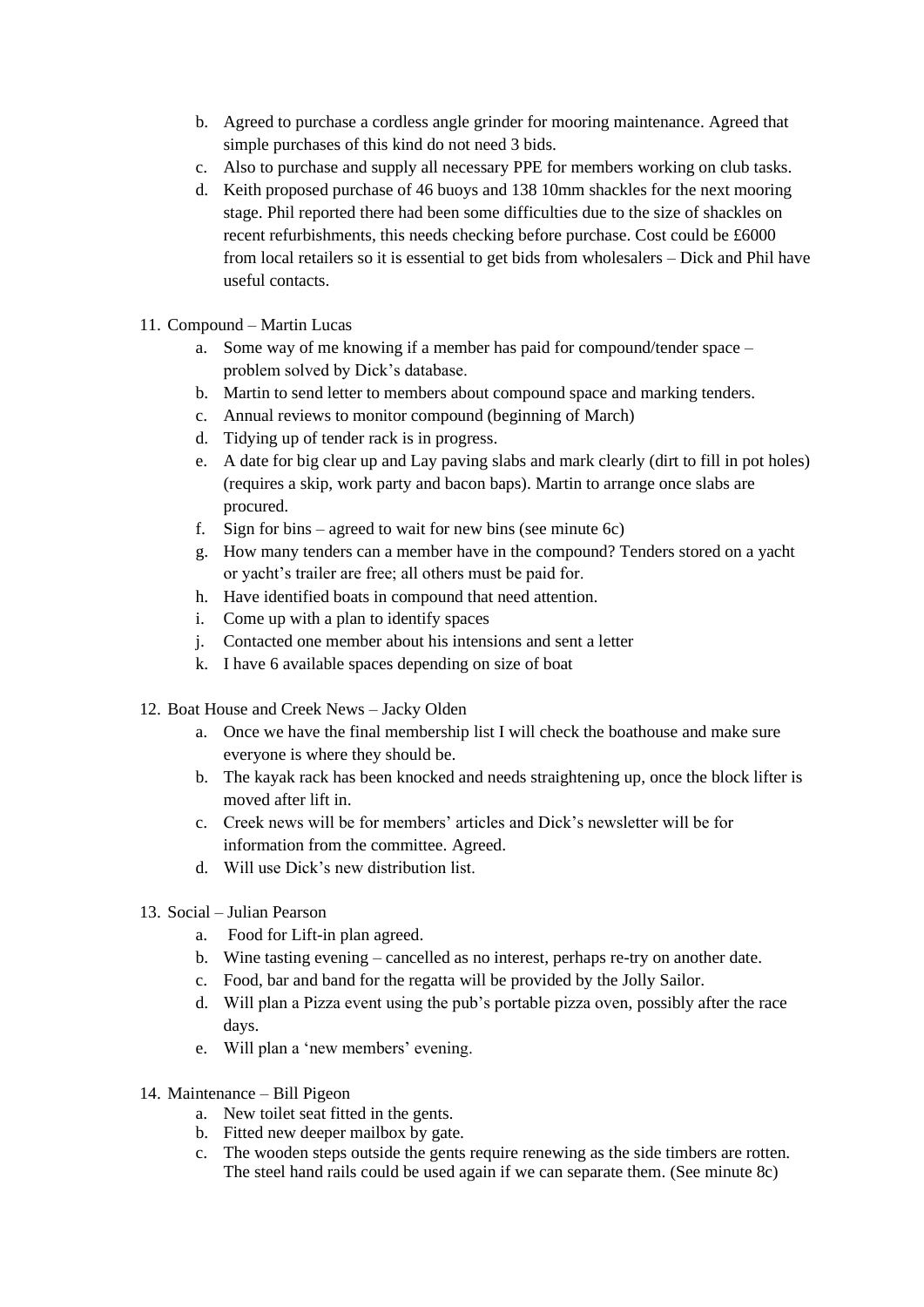b. Agreed to purchase a cordless angle grinder for mooring maintenance. Agreed that simple purchases of this kind do not need 3 bids.
c. Also to purchase and supply all necessary PPE for members working on club tasks.
d. Keith proposed purchase of 46 buoys and 138 10mm shackles for the next mooring stage. Phil reported there had been some difficulties due to the size of shackles on recent refurbishments, this needs checking before purchase. Cost could be £6000 from local retailers so it is essential to get bids from wholesalers – Dick and Phil have useful contacts.

11. Compound – Martin Lucas
    a. Some way of me knowing if a member has paid for compound/tender space – problem solved by Dick's database.
    b. Martin to send letter to members about compound space and marking tenders.
    c. Annual reviews to monitor compound (beginning of March)
    d. Tidying up of tender rack is in progress.
    e. A date for big clear up and Lay paving slabs and mark clearly (dirt to fill in pot holes) (requires a skip, work party and bacon baps). Martin to arrange once slabs are procured.
    f. Sign for bins – agreed to wait for new bins (see minute 6c)
    g. How many tenders can a member have in the compound? Tenders stored on a yacht or yacht's trailer are free; all others must be paid for.
    h. Have identified boats in compound that need attention.
    i. Come up with a plan to identify spaces
    j. Contacted one member about his intensions and sent a letter
    k. I have 6 available spaces depending on size of boat

12. Boat House and Creek News – Jacky Olden
    a. Once we have the final membership list I will check the boathouse and make sure everyone is where they should be.
    b. The kayak rack has been knocked and needs straightening up, once the block lifter is moved after lift in.
    c. Creek news will be for members' articles and Dick's newsletter will be for information from the committee. Agreed.
    d. Will use Dick's new distribution list.

13. Social – Julian Pearson
    a. Food for Lift-in plan agreed.
    b. Wine tasting evening – cancelled as no interest, perhaps re-try on another date.
    c. Food, bar and band for the regatta will be provided by the Jolly Sailor.
    d. Will plan a Pizza event using the pub's portable pizza oven, possibly after the race days.
    e. Will plan a 'new members' evening.

14. Maintenance – Bill Pigeon
    a. New toilet seat fitted in the gents.
    b. Fitted new deeper mailbox by gate.
    c. The wooden steps outside the gents require renewing as the side timbers are rotten. The steel hand rails could be used again if we can separate them. (See minute 8c)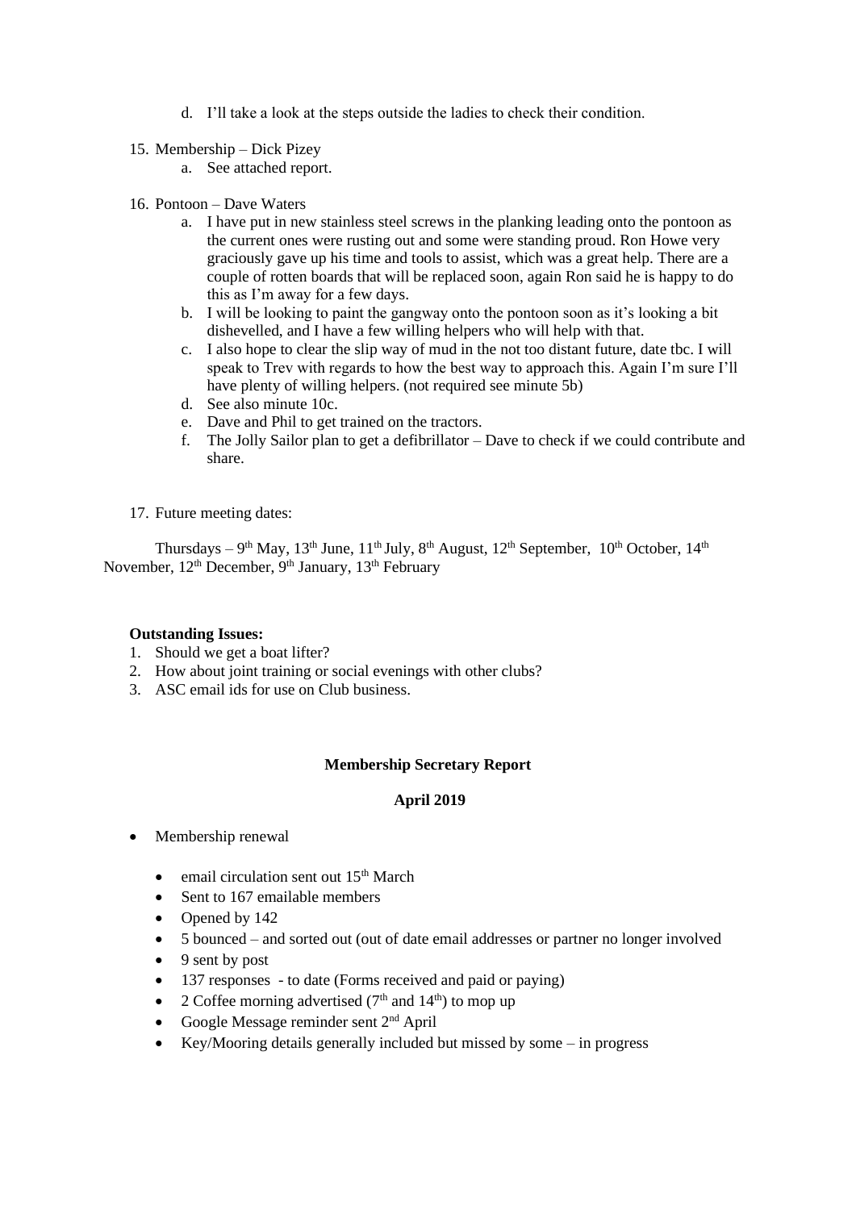d. I'll take a look at the steps outside the ladies to check their condition.

15. Membership – Dick Pizey
    a. See attached report.

16. Pontoon – Dave Waters
    a. I have put in new stainless steel screws in the planking leading onto the pontoon as the current ones were rusting out and some were standing proud. Ron Howe very graciously gave up his time and tools to assist, which was a great help. There are a couple of rotten boards that will be replaced soon, again Ron said he is happy to do this as I'm away for a few days.
    b. I will be looking to paint the gangway onto the pontoon soon as it's looking a bit dishevelled, and I have a few willing helpers who will help with that.
    c. I also hope to clear the slip way of mud in the not too distant future, date tbc. I will speak to Trev with regards to how the best way to approach this. Again I'm sure I'll have plenty of willing helpers. (not required see minute 5b)
    d. See also minute 10c.
    e. Dave and Phil to get trained on the tractors.
    f. The Jolly Sailor plan to get a defibrillator – Dave to check if we could contribute and share.

17. Future meeting dates:

Thursdays – 9th May, 13th June, 11th July, 8th August, 12th September, 10th October, 14th November, 12th December, 9th January, 13th February

**Outstanding Issues:**

1. Should we get a boat lifter?
2. How about joint training or social evenings with other clubs?
3. ASC email ids for use on Club business.

**Membership Secretary Report**

**April 2019**

- Membership renewal
  - email circulation sent out 15th March
  - Sent to 167 emailable members
  - Opened by 142
  - 5 bounced – and sorted out (out of date email addresses or partner no longer involved
  - 9 sent by post
  - 137 responses - to date (Forms received and paid or paying)
  - 2 Coffee morning advertised (7th and 14th) to mop up
  - Google Message reminder sent 2nd April
  - Key/Mooring details generally included but missed by some – in progress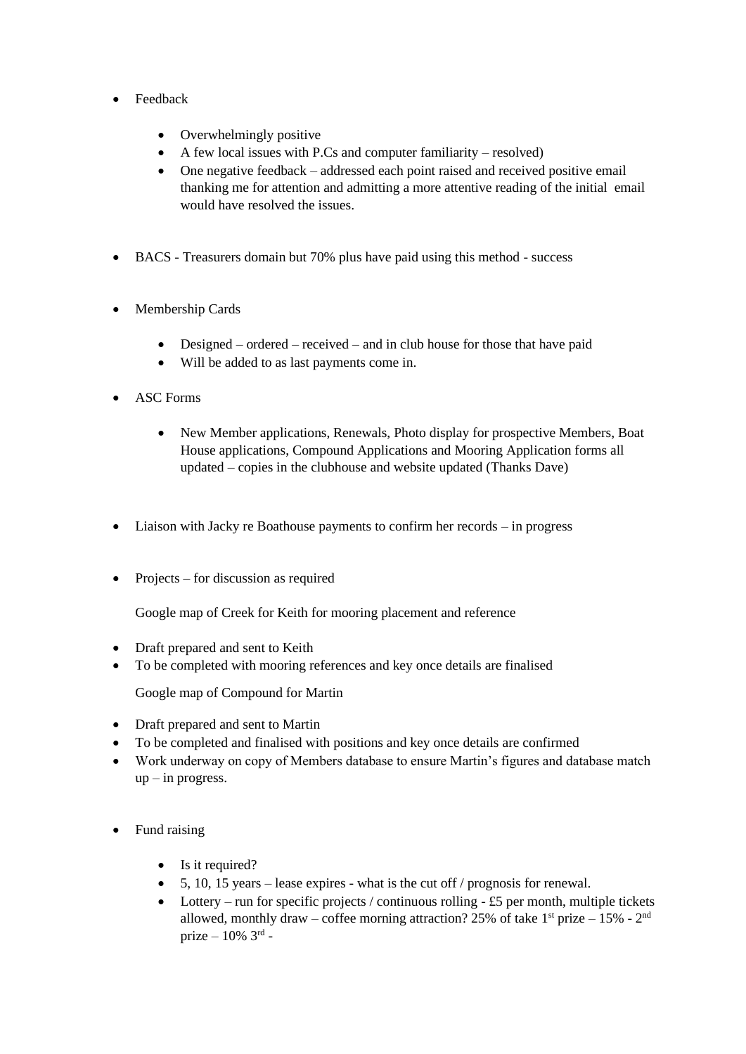- Feedback

    - Overwhelmingly positive
    - A few local issues with P.Cs and computer familiarity – resolved)
    - One negative feedback – addressed each point raised and received positive email thanking me for attention and admitting a more attentive reading of the initial email would have resolved the issues.

- BACS - Treasurers domain but 70% plus have paid using this method - success

- Membership Cards

    - Designed – ordered – received – and in club house for those that have paid
    - Will be added to as last payments come in.

- ASC Forms

    - New Member applications, Renewals, Photo display for prospective Members, Boat House applications, Compound Applications and Mooring Application forms all updated – copies in the clubhouse and website updated (Thanks Dave)

- Liaison with Jacky re Boathouse payments to confirm her records – in progress

- Projects – for discussion as required

  Google map of Creek for Keith for mooring placement and reference

- Draft prepared and sent to Keith
- To be completed with mooring references and key once details are finalised

  Google map of Compound for Martin

- Draft prepared and sent to Martin
- To be completed and finalised with positions and key once details are confirmed
- Work underway on copy of Members database to ensure Martin's figures and database match up – in progress.

- Fund raising

    - Is it required?
    - 5, 10, 15 years – lease expires - what is the cut off / prognosis for renewal.
    - Lottery – run for specific projects / continuous rolling - £5 per month, multiple tickets allowed, monthly draw – coffee morning attraction? 25% of take 1st prize – 15% - 2nd prize – 10% 3rd -